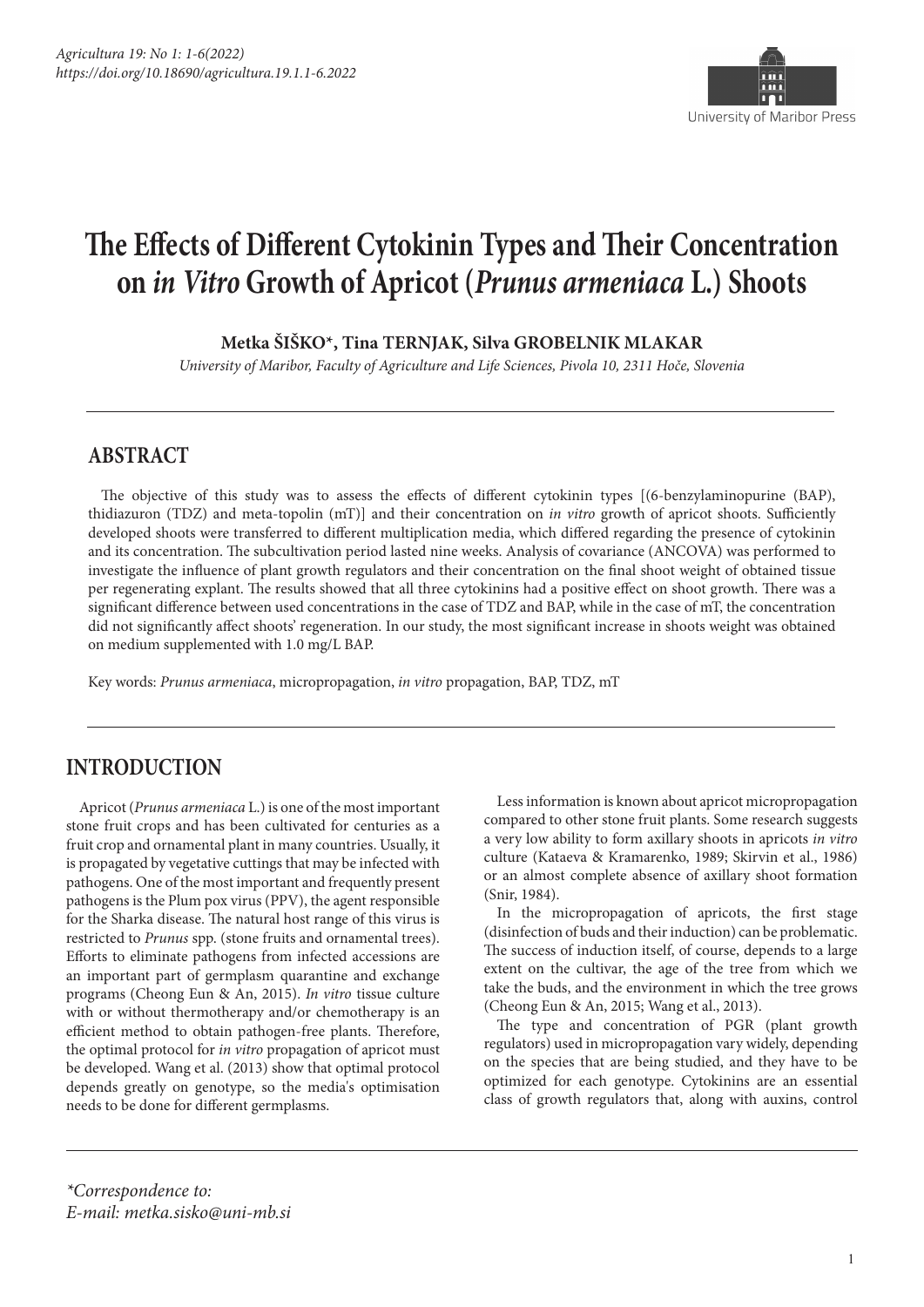# The Effects of Different Cytokinin Types and Their Concentration on *in Vitro* Growth of Apricot (*Prunus armeniaca* L.) Shoots

**Metka ŠIŠKO\*, Tina TERNJAK, Silva GROBELNIK MLAKAR**

*University of Maribor, Faculty of Agriculture and Life Sciences, Pivola 10, 2311 Hoče, Slovenia*

## ABSTRACT

The objective of this study was to assess the effects of different cytokinin types [(6-benzylaminopurine (BAP), thidiazuron (TDZ) and meta-topolin (mT)] and their concentration on *in vitro* growth of apricot shoots. Sufficiently developed shoots were transferred to different multiplication media, which differed regarding the presence of cytokinin and its concentration. The subcultivation period lasted nine weeks. Analysis of covariance (ANCOVA) was performed to investigate the influence of plant growth regulators and their concentration on the final shoot weight of obtained tissue per regenerating explant. The results showed that all three cytokinins had a positive effect on shoot growth. There was a significant difference between used concentrations in the case of TDZ and BAP, while in the case of mT, the concentration did not significantly affect shoots' regeneration. In our study, the most significant increase in shoots weight was obtained on medium supplemented with 1.0 mg/L BAP.

Key words: *Prunus armeniaca*, micropropagation, *in vitro* propagation, BAP, TDZ, mT

## INTRODUCTION

Apricot (*Prunus armeniaca* L.) is one of the most important stone fruit crops and has been cultivated for centuries as a fruit crop and ornamental plant in many countries. Usually, it is propagated by vegetative cuttings that may be infected with pathogens. One of the most important and frequently present pathogens is the Plum pox virus (PPV), the agent responsible for the Sharka disease. The natural host range of this virus is restricted to *Prunus* spp. (stone fruits and ornamental trees). Efforts to eliminate pathogens from infected accessions are an important part of germplasm quarantine and exchange programs (Cheong Eun & An, 2015). *In vitro* tissue culture with or without thermotherapy and/or chemotherapy is an efficient method to obtain pathogen-free plants. Therefore, the optimal protocol for *in vitro* propagation of apricot must be developed. Wang et al. (2013) show that optimal protocol depends greatly on genotype, so the media's optimisation needs to be done for different germplasms.

Less information is known about apricot micropropagation compared to other stone fruit plants. Some research suggests a very low ability to form axillary shoots in apricots *in vitro* culture (Kataeva & Kramarenko, 1989; Skirvin et al., 1986) or an almost complete absence of axillary shoot formation (Snir, 1984).

In the micropropagation of apricots, the first stage (disinfection of buds and their induction) can be problematic. The success of induction itself, of course, depends to a large extent on the cultivar, the age of the tree from which we take the buds, and the environment in which the tree grows (Cheong Eun & An, 2015; Wang et al., 2013).

The type and concentration of PGR (plant growth regulators) used in micropropagation vary widely, depending on the species that are being studied, and they have to be optimized for each genotype. Cytokinins are an essential class of growth regulators that, along with auxins, control

*\*Correspondence to:*
*E-mail: metka.sisko@uni-mb.si*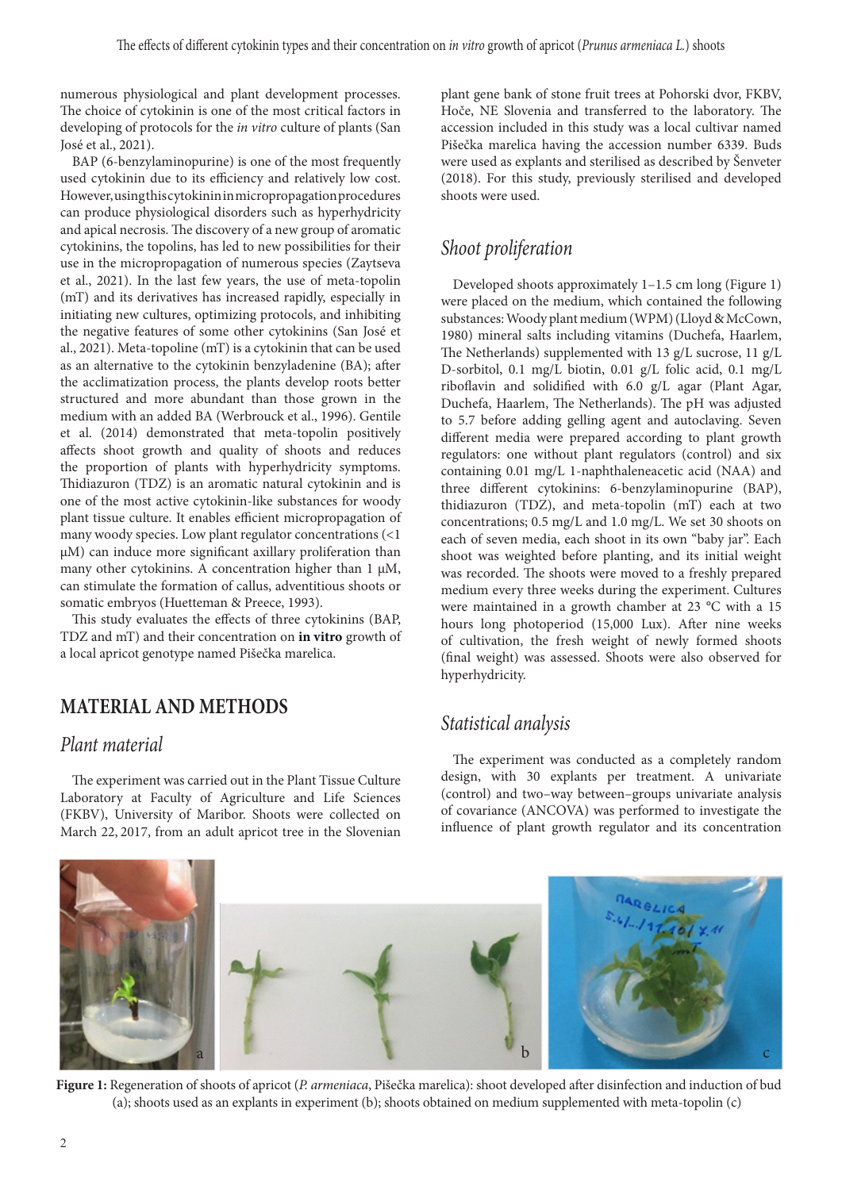numerous physiological and plant development processes. The choice of cytokinin is one of the most critical factors in developing of protocols for the *in vitro* culture of plants (San José et al., 2021).

BAP (6-benzylaminopurine) is one of the most frequently used cytokinin due to its efficiency and relatively low cost. However, using this cytokinin in micropropagation procedures can produce physiological disorders such as hyperhydricity and apical necrosis. The discovery of a new group of aromatic cytokinins, the topolins, has led to new possibilities for their use in the micropropagation of numerous species (Zaytseva et al., 2021). In the last few years, the use of meta-topolin (mT) and its derivatives has increased rapidly, especially in initiating new cultures, optimizing protocols, and inhibiting the negative features of some other cytokinins (San José et al., 2021). Meta-topoline (mT) is a cytokinin that can be used as an alternative to the cytokinin benzyladenine (BA); after the acclimatization process, the plants develop roots better structured and more abundant than those grown in the medium with an added BA (Werbrouck et al., 1996). Gentile et al. (2014) demonstrated that meta-topolin positively affects shoot growth and quality of shoots and reduces the proportion of plants with hyperhydricity symptoms. Thidiazuron (TDZ) is an aromatic natural cytokinin and is one of the most active cytokinin-like substances for woody plant tissue culture. It enables efficient micropropagation of many woody species. Low plant regulator concentrations (<1 μM) can induce more significant axillary proliferation than many other cytokinins. A concentration higher than 1 μM, can stimulate the formation of callus, adventitious shoots or somatic embryos (Huetteman & Preece, 1993).

This study evaluates the effects of three cytokinins (BAP, TDZ and mT) and their concentration on **in vitro** growth of a local apricot genotype named Pišečka marelica.

## MATERIAL AND METHODS

### *Plant material*

The experiment was carried out in the Plant Tissue Culture Laboratory at Faculty of Agriculture and Life Sciences (FKBV), University of Maribor. Shoots were collected on March 22, 2017, from an adult apricot tree in the Slovenian plant gene bank of stone fruit trees at Pohorski dvor, FKBV, Hoče, NE Slovenia and transferred to the laboratory. The accession included in this study was a local cultivar named Pišečka marelica having the accession number 6339. Buds were used as explants and sterilised as described by Šenveter (2018). For this study, previously sterilised and developed shoots were used.

### *Shoot proliferation*

Developed shoots approximately 1–1.5 cm long (Figure 1) were placed on the medium, which contained the following substances: Woody plant medium (WPM) (Lloyd & McCown, 1980) mineral salts including vitamins (Duchefa, Haarlem, The Netherlands) supplemented with 13 g/L sucrose, 11 g/L D-sorbitol, 0.1 mg/L biotin, 0.01 g/L folic acid, 0.1 mg/L riboflavin and solidified with 6.0 g/L agar (Plant Agar, Duchefa, Haarlem, The Netherlands). The pH was adjusted to 5.7 before adding gelling agent and autoclaving. Seven different media were prepared according to plant growth regulators: one without plant regulators (control) and six containing 0.01 mg/L 1-naphthaleneacetic acid (NAA) and three different cytokinins: 6-benzylaminopurine (BAP), thidiazuron (TDZ), and meta-topolin (mT) each at two concentrations; 0.5 mg/L and 1.0 mg/L. We set 30 shoots on each of seven media, each shoot in its own "baby jar". Each shoot was weighted before planting, and its initial weight was recorded. The shoots were moved to a freshly prepared medium every three weeks during the experiment. Cultures were maintained in a growth chamber at 23 °C with a 15 hours long photoperiod (15,000 Lux). After nine weeks of cultivation, the fresh weight of newly formed shoots (final weight) was assessed. Shoots were also observed for hyperhydricity.

### *Statistical analysis*

The experiment was conducted as a completely random design, with 30 explants per treatment. A univariate (control) and two–way between–groups univariate analysis of covariance (ANCOVA) was performed to investigate the influence of plant growth regulator and its concentration

**Figure 1:** Regeneration of shoots of apricot (*P. armeniaca*, Pišečka marelica): shoot developed after disinfection and induction of bud (a); shoots used as an explants in experiment (b); shoots obtained on medium supplemented with meta-topolin (c)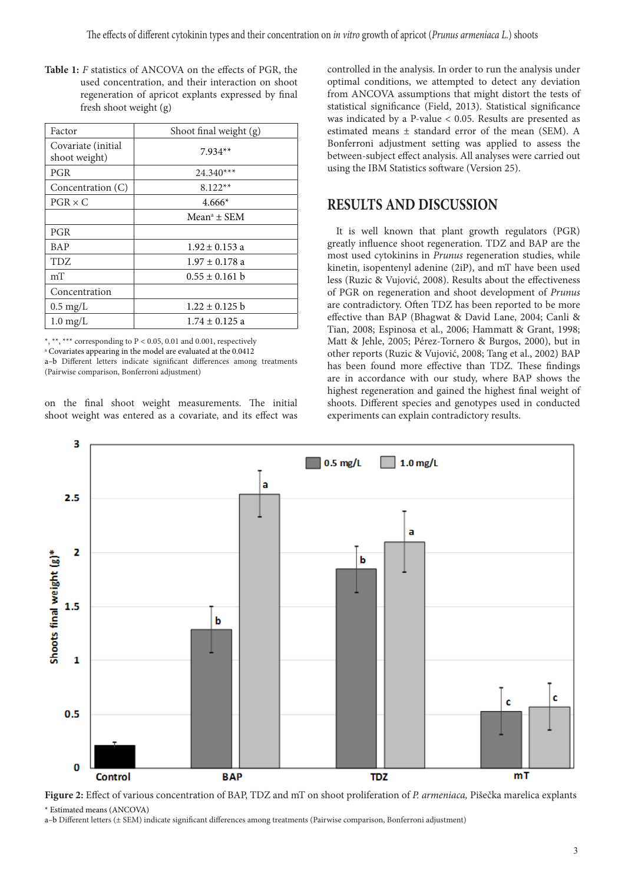**Table 1:** *F* statistics of ANCOVA on the effects of PGR, the used concentration, and their interaction on shoot regeneration of apricot explants expressed by final fresh shoot weight (g)

| Factor | Shoot final weight (g) |
|---|---|
| Covariate (initial shoot weight) | 7.934** |
| PGR | 24.340*** |
| Concentration (C) | 8.122** |
| PGR × C | 4.666* |
| | Mean[a] ± SEM |
| PGR | |
| BAP | 1.92 ± 0.153 a |
| TDZ | 1.97 ± 0.178 a |
| mT | 0.55 ± 0.161 b |
| Concentration | |
| 0.5 mg/L | 1.22 ± 0.125 b |
| 1.0 mg/L | 1.74 ± 0.125 a |

*, **, *** corresponding to $P < 0.05$, 0.01 and 0.001, respectively
[a] Covariates appearing in the model are evaluated at the 0.0412
a–b Different letters indicate significant differences among treatments (Pairwise comparison, Bonferroni adjustment)

on the final shoot weight measurements. The initial shoot weight was entered as a covariate, and its effect was controlled in the analysis. In order to run the analysis under optimal conditions, we attempted to detect any deviation from ANCOVA assumptions that might distort the tests of statistical significance (Field, 2013). Statistical significance was indicated by a P-value < 0.05. Results are presented as estimated means ± standard error of the mean (SEM). A Bonferroni adjustment setting was applied to assess the between-subject effect analysis. All analyses were carried out using the IBM Statistics software (Version 25).

## RESULTS AND DISCUSSION

It is well known that plant growth regulators (PGR) greatly influence shoot regeneration. TDZ and BAP are the most used cytokinins in *Prunus* regeneration studies, while kinetin, isopentenyl adenine (2iP), and mT have been used less (Ruzic & Vujović, 2008). Results about the effectiveness of PGR on regeneration and shoot development of *Prunus* are contradictory. Often TDZ has been reported to be more effective than BAP (Bhagwat & David Lane, 2004; Canli & Tian, 2008; Espinosa et al., 2006; Hammatt & Grant, 1998; Matt & Jehle, 2005; Pérez-Tornero & Burgos, 2000), but in other reports (Ruzic & Vujović, 2008; Tang et al., 2002) BAP has been found more effective than TDZ. These findings are in accordance with our study, where BAP shows the highest regeneration and gained the highest final weight of shoots. Different species and genotypes used in conducted experiments can explain contradictory results.

**Figure 2:** Effect of various concentration of BAP, TDZ and mT on shoot proliferation of *P. armeniaca,* Pišečka marelica explants
\* Estimated means (ANCOVA)
a–b Different letters (± SEM) indicate significant differences among treatments (Pairwise comparison, Bonferroni adjustment)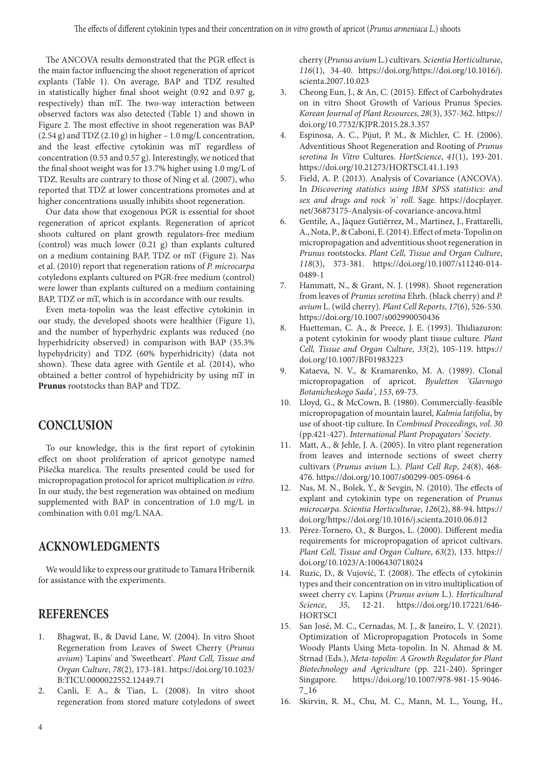The ANCOVA results demonstrated that the PGR effect is the main factor influencing the shoot regeneration of apricot explants (Table 1). On average, BAP and TDZ resulted in statistically higher final shoot weight (0.92 and 0.97 g, respectively) than mT. The two-way interaction between observed factors was also detected (Table 1) and shown in Figure 2. The most effective in shoot regeneration was BAP (2.54 g) and TDZ (2.10 g) in higher – 1.0 mg/L concentration, and the least effective cytokinin was mT regardless of concentration (0.53 and 0.57 g). Interestingly, we noticed that the final shoot weight was for 13.7% higher using 1.0 mg/L of TDZ. Results are contrary to those of Ning et al. (2007), who reported that TDZ at lower concentrations promotes and at higher concentrations usually inhibits shoot regeneration.

Our data show that exogenous PGR is essential for shoot regeneration of apricot explants. Regeneration of apricot shoots cultured on plant growth regulators-free medium (control) was much lower (0.21 g) than explants cultured on a medium containing BAP, TDZ or mT (Figure 2). Nas et al. (2010) report that regeneration rations of *P. microcarpa* cotyledons explants cultured on PGR-free medium (control) were lower than explants cultured on a medium containing BAP, TDZ or mT, which is in accordance with our results.

Even meta-topolin was the least effective cytokinin in our study, the developed shoots were healthier (Figure 1), and the number of hyperhydric explants was reduced (no hyperhidricity observed) in comparison with BAP (35.3% hypehydricity) and TDZ (60% hyperhidricity) (data not shown). These data agree with Gentile et al. (2014), who obtained a better control of hypehidricity by using mT in **Prunus** rootstocks than BAP and TDZ.

## CONCLUSION

To our knowledge, this is the first report of cytokinin effect on shoot proliferation of apricot genotype named Pišečka marelica. The results presented could be used for micropropagation protocol for apricot multiplication *in vitro*. In our study, the best regeneration was obtained on medium supplemented with BAP in concentration of 1.0 mg/L in combination with 0.01 mg/L NAA.

## ACKNOWLEDGMENTS

We would like to express our gratitude to Tamara Hribernik for assistance with the experiments.

## REFERENCES

1. Bhagwat, B., & David Lane, W. (2004). In vitro Shoot Regeneration from Leaves of Sweet Cherry (*Prunus avium*) 'Lapins' and 'Sweetheart'. *Plant Cell, Tissue and Organ Culture*, *78*(2), 173-181. https://doi.org/10.1023/B:TICU.0000022552.12449.71
2. Canli, F. A., & Tian, L. (2008). In vitro shoot regeneration from stored mature cotyledons of sweet cherry (*Prunus avium* L.) cultivars. *Scientia Horticulturae*, *116*(1), 34-40. https://doi.org/https://doi.org/10.1016/j.scienta.2007.10.023
3. Cheong Eun, J., & An, C. (2015). Effect of Carbohydrates on in vitro Shoot Growth of Various Prunus Species. *Korean Journal of Plant Resources*, *28*(3), 357-362. https://doi.org/10.7732/KJPR.2015.28.3.357
4. Espinosa, A. C., Pijut, P. M., & Michler, C. H. (2006). Adventitious Shoot Regeneration and Rooting of *Prunus serotina In Vitro* Cultures. *HortScience*, *41*(1), 193-201. https://doi.org/10.21273/HORTSCI.41.1.193
5. Field, A. P. (2013). Analysis of Covariance (ANCOVA). In *Discovering statistics using IBM SPSS statistics: and sex and drugs and rock 'n' roll*. Sage. https://docplayer.net/36873175-Analysis-of-covariance-ancova.html
6. Gentile, A., Jàquez Gutiérrez, M., Martinez, J., Frattarelli, A., Nota, P., & Caboni, E. (2014). Effect of meta-Topolin on micropropagation and adventitious shoot regeneration in *Prunus* rootstocks. *Plant Cell, Tissue and Organ Culture*, *118*(3), 373-381. https://doi.org/10.1007/s11240-014-0489-1
7. Hammatt, N., & Grant, N. J. (1998). Shoot regeneration from leaves of *Prunus serotina* Ehrh. (black cherry) and *P. avium* L. (wild cherry). *Plant Cell Reports*, *17*(6), 526-530. https://doi.org/10.1007/s002990050436
8. Huetteman, C. A., & Preece, J. E. (1993). Thidiazuron: a potent cytokinin for woody plant tissue culture. *Plant Cell, Tissue and Organ Culture*, *33*(2), 105-119. https://doi.org/10.1007/BF01983223
9. Kataeva, N. V., & Kramarenko, M. A. (1989). Clonal micropropagation of apricot. *Byuletten 'Glavnogo Botanicheskogo Sada'*, *153*, 69-73.
10. Lloyd, G., & McCown, B. (1980). Commercially-feasible micropropagation of mountain laurel, *Kalmia latifolia*, by use of shoot-tip culture. In *Combined Proceedings*, *vol. 30* (pp.421-427). *International Plant Propagators' Society*.
11. Matt, A., & Jehle, J. A. (2005). In vitro plant regeneration from leaves and internode sections of sweet cherry cultivars (*Prunus avium* L.). *Plant Cell Rep*, *24*(8), 468-476. https://doi.org/10.1007/s00299-005-0964-6
12. Nas, M. N., Bolek, Y., & Sevgin, N. (2010). The effects of explant and cytokinin type on regeneration of *Prunus microcarpa*. *Scientia Horticulturae*, *126*(2), 88-94. https://doi.org/https://doi.org/10.1016/j.scienta.2010.06.012
13. Pérez-Tornero, O., & Burgos, L. (2000). Different media requirements for micropropagation of apricot cultivars. *Plant Cell, Tissue and Organ Culture*, *63*(2), 133. https://doi.org/10.1023/A:1006430718024
14. Ruzic, D., & Vujović, T. (2008). The effects of cytokinin types and their concentration on in vitro multiplication of sweet cherry cv. Lapins (*Prunus avium* L.). *Horticultural Science*, *35*, 12-21. https://doi.org/10.17221/646-HORTSCI
15. San José, M. C., Cernadas, M. J., & Janeiro, L. V. (2021). Optimization of Micropropagation Protocols in Some Woody Plants Using Meta-topolin. In N. Ahmad & M. Strnad (Eds.), *Meta-topolin: A Growth Regulator for Plant Biotechnology and Agriculture* (pp. 221-240). Springer Singapore. https://doi.org/10.1007/978-981-15-9046-7_16
16. Skirvin, R. M., Chu, M. C., Mann, M. L., Young, H.,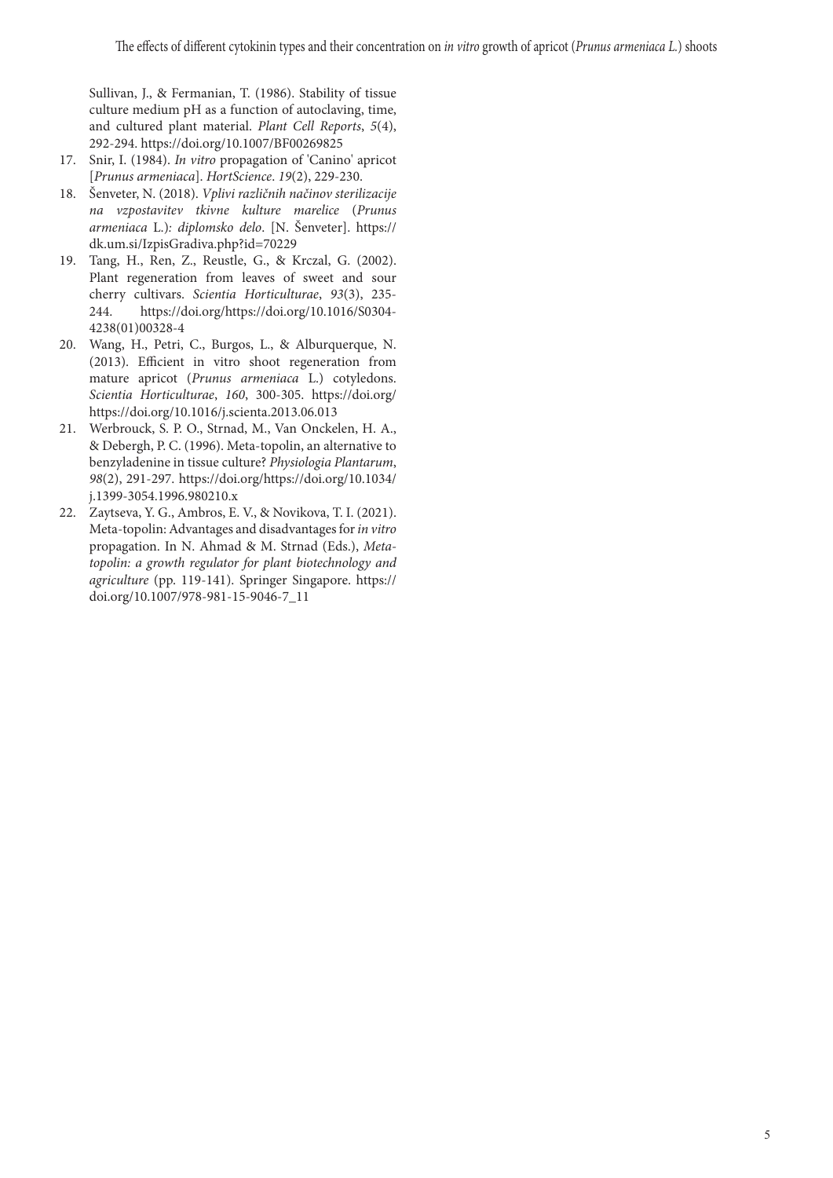Sullivan, J., & Fermanian, T. (1986). Stability of tissue culture medium pH as a function of autoclaving, time, and cultured plant material. *Plant Cell Reports*, *5*(4), 292-294. https://doi.org/10.1007/BF00269825

17. Snir, I. (1984). *In vitro* propagation of 'Canino' apricot [*Prunus armeniaca*]. *HortScience*. *19*(2), 229-230.
18. Šenveter, N. (2018). *Vplivi različnih načinov sterilizacije na vzpostavitev tkivne kulture marelice* (*Prunus armeniaca* L.)*: diplomsko delo*. [N. Šenveter]. https://dk.um.si/IzpisGradiva.php?id=70229
19. Tang, H., Ren, Z., Reustle, G., & Krczal, G. (2002). Plant regeneration from leaves of sweet and sour cherry cultivars. *Scientia Horticulturae*, *93*(3), 235-244. https://doi.org/https://doi.org/10.1016/S0304-4238(01)00328-4
20. Wang, H., Petri, C., Burgos, L., & Alburquerque, N. (2013). Efficient in vitro shoot regeneration from mature apricot (*Prunus armeniaca* L.) cotyledons. *Scientia Horticulturae*, *160*, 300-305. https://doi.org/https://doi.org/10.1016/j.scienta.2013.06.013
21. Werbrouck, S. P. O., Strnad, M., Van Onckelen, H. A., & Debergh, P. C. (1996). Meta-topolin, an alternative to benzyladenine in tissue culture? *Physiologia Plantarum*, *98*(2), 291-297. https://doi.org/https://doi.org/10.1034/j.1399-3054.1996.980210.x
22. Zaytseva, Y. G., Ambros, E. V., & Novikova, T. I. (2021). Meta-topolin: Advantages and disadvantages for *in vitro* propagation. In N. Ahmad & M. Strnad (Eds.), *Meta-topolin: a growth regulator for plant biotechnology and agriculture* (pp. 119-141). Springer Singapore. https://doi.org/10.1007/978-981-15-9046-7_11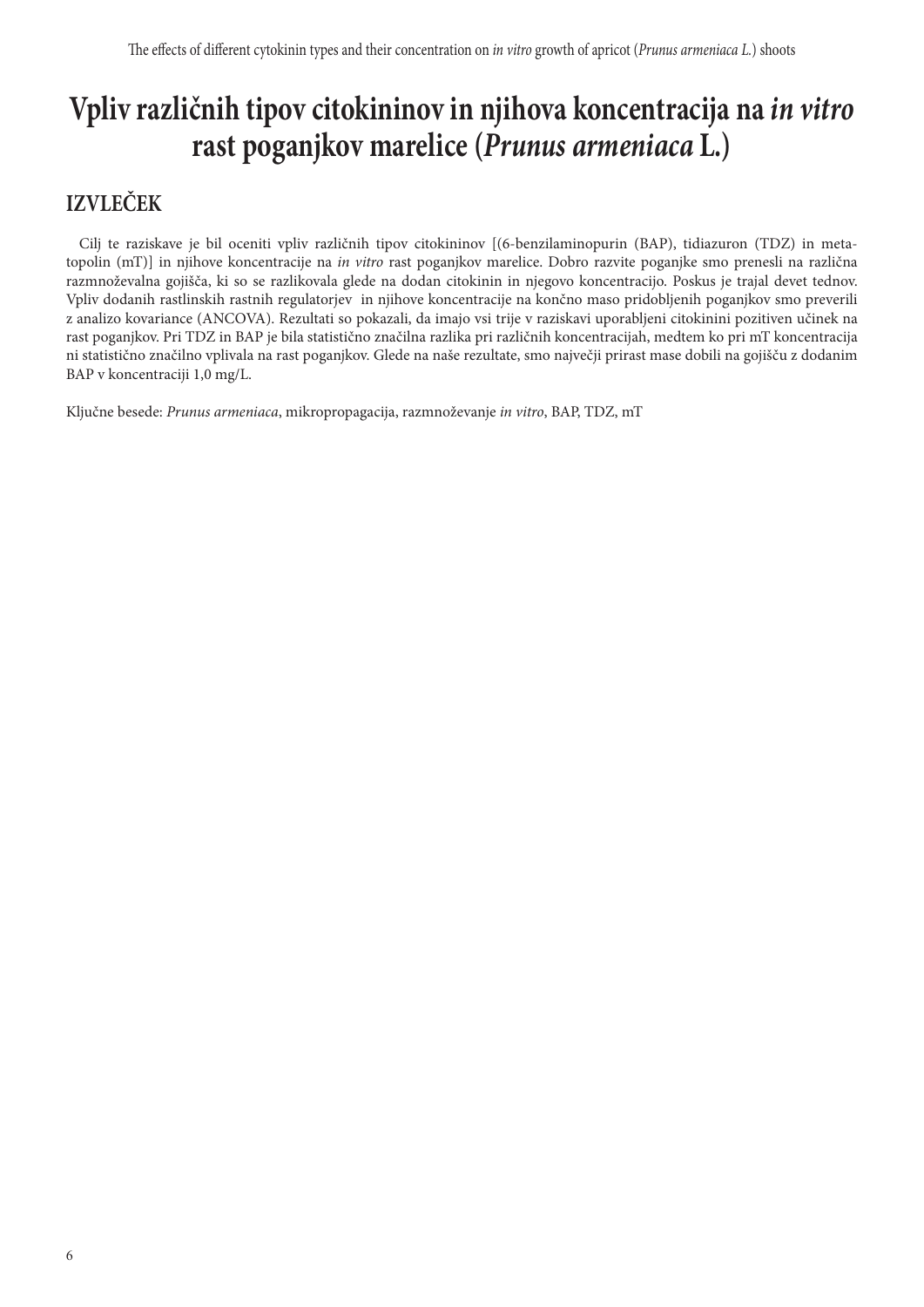# Vpliv različnih tipov citokininov in njihova koncentracija na *in vitro* rast poganjkov marelice (*Prunus armeniaca* L.)

## IZVLEČEK

Cilj te raziskave je bil oceniti vpliv različnih tipov citokininov [(6-benzilaminopurin (BAP), tidiazuron (TDZ) in meta-topolin (mT)] in njihove koncentracije na *in vitro* rast poganjkov marelice. Dobro razvite poganjke smo prenesli na različna razmnoževalna gojišča, ki so se razlikovala glede na dodan citokinin in njegovo koncentracijo. Poskus je trajal devet tednov. Vpliv dodanih rastlinskih rastnih regulatorjev in njihove koncentracije na končno maso pridobljenih poganjkov smo preverili z analizo kovariance (ANCOVA). Rezultati so pokazali, da imajo vsi trije v raziskavi uporabljeni citokinini pozitiven učinek na rast poganjkov. Pri TDZ in BAP je bila statistično značilna razlika pri različnih koncentracijah, medtem ko pri mT koncentracija ni statistično značilno vplivala na rast poganjkov. Glede na naše rezultate, smo največji prirast mase dobili na gojišču z dodanim BAP v koncentraciji 1,0 mg/L.

Ključne besede: *Prunus armeniaca*, mikropropagacija, razmnoževanje *in vitro*, BAP, TDZ, mT